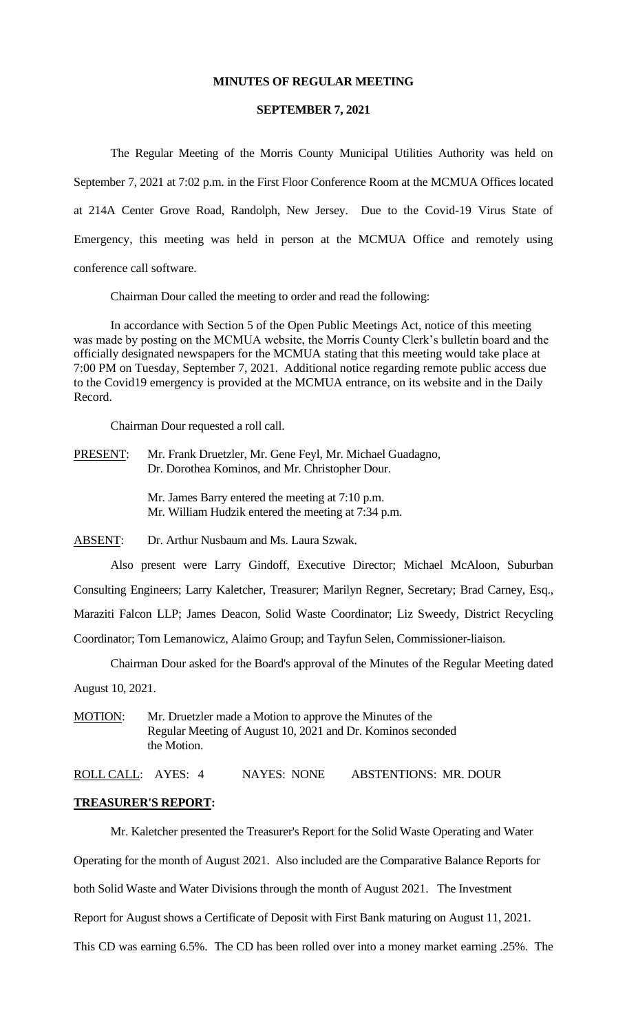**MINUTES OF REGULAR MEETING**

**SEPTEMBER 7, 2021**

The Regular Meeting of the Morris County Municipal Utilities Authority was held on September 7, 2021 at 7:02 p.m. in the First Floor Conference Room at the MCMUA Offices located at 214A Center Grove Road, Randolph, New Jersey. Due to the Covid-19 Virus State of Emergency, this meeting was held in person at the MCMUA Office and remotely using conference call software.

Chairman Dour called the meeting to order and read the following:

In accordance with Section 5 of the Open Public Meetings Act, notice of this meeting was made by posting on the MCMUA website, the Morris County Clerk's bulletin board and the officially designated newspapers for the MCMUA stating that this meeting would take place at 7:00 PM on Tuesday, September 7, 2021. Additional notice regarding remote public access due to the Covid19 emergency is provided at the MCMUA entrance, on its website and in the Daily Record.

Chairman Dour requested a roll call.

PRESENT: Mr. Frank Druetzler, Mr. Gene Feyl, Mr. Michael Guadagno, Dr. Dorothea Kominos, and Mr. Christopher Dour.

Mr. James Barry entered the meeting at 7:10 p.m.
Mr. William Hudzik entered the meeting at 7:34 p.m.

ABSENT: Dr. Arthur Nusbaum and Ms. Laura Szwak.

Also present were Larry Gindoff, Executive Director; Michael McAloon, Suburban Consulting Engineers; Larry Kaletcher, Treasurer; Marilyn Regner, Secretary; Brad Carney, Esq., Maraziti Falcon LLP; James Deacon, Solid Waste Coordinator; Liz Sweedy, District Recycling Coordinator; Tom Lemanowicz, Alaimo Group; and Tayfun Selen, Commissioner-liaison.

Chairman Dour asked for the Board's approval of the Minutes of the Regular Meeting dated August 10, 2021.

MOTION: Mr. Druetzler made a Motion to approve the Minutes of the Regular Meeting of August 10, 2021 and Dr. Kominos seconded the Motion.

ROLL CALL: AYES: 4 NAYES: NONE ABSTENTIONS: MR. DOUR

**TREASURER'S REPORT:**

Mr. Kaletcher presented the Treasurer's Report for the Solid Waste Operating and Water Operating for the month of August 2021. Also included are the Comparative Balance Reports for both Solid Waste and Water Divisions through the month of August 2021. The Investment Report for August shows a Certificate of Deposit with First Bank maturing on August 11, 2021. This CD was earning 6.5%. The CD has been rolled over into a money market earning .25%. The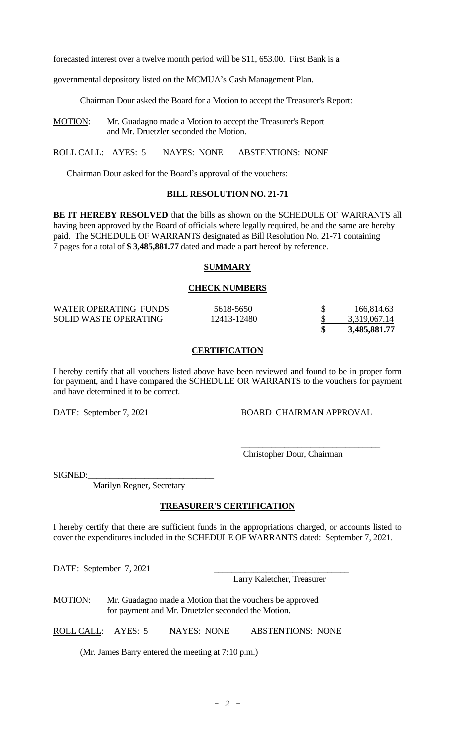forecasted interest over a twelve month period will be $11, 653.00. First Bank is a governmental depository listed on the MCMUA's Cash Management Plan.

Chairman Dour asked the Board for a Motion to accept the Treasurer's Report:

MOTION: Mr. Guadagno made a Motion to accept the Treasurer's Report and Mr. Druetzler seconded the Motion.

ROLL CALL: AYES: 5 NAYES: NONE ABSTENTIONS: NONE

Chairman Dour asked for the Board's approval of the vouchers:

**BILL RESOLUTION NO. 21-71**

**BE IT HEREBY RESOLVED** that the bills as shown on the SCHEDULE OF WARRANTS all having been approved by the Board of officials where legally required, be and the same are hereby paid. The SCHEDULE OF WARRANTS designated as Bill Resolution No. 21-71 containing 7 pages for a total of **$ 3,485,881.77** dated and made a part hereof by reference.

**SUMMARY**

**CHECK NUMBERS**

| | | |
|---|---|---|
| WATER OPERATING FUNDS | 5618-5650 | $ 166,814.63 |
| SOLID WASTE OPERATING | 12413-12480 | $ 3,319,067.14 |
| | | **$ 3,485,881.77** |

**CERTIFICATION**

I hereby certify that all vouchers listed above have been reviewed and found to be in proper form for payment, and I have compared the SCHEDULE OR WARRANTS to the vouchers for payment and have determined it to be correct.

DATE: September 7, 2021 BOARD CHAIRMAN APPROVAL

\_\_\_\_\_\_\_\_\_\_\_\_\_\_\_\_\_\_\_\_\_\_\_\_\_\_\_\_\_\_\_\_
Christopher Dour, Chairman

SIGNED:\_\_\_\_\_\_\_\_\_\_\_\_\_\_\_\_\_\_\_\_\_\_\_\_\_\_\_\_\_\_
Marilyn Regner, Secretary

**TREASURER'S CERTIFICATION**

I hereby certify that there are sufficient funds in the appropriations charged, or accounts listed to cover the expenditures included in the SCHEDULE OF WARRANTS dated: September 7, 2021.

DATE: September 7, 2021 \_\_\_\_\_\_\_\_\_\_\_\_\_\_\_\_\_\_\_\_\_\_\_\_\_\_\_\_\_\_\_\_
Larry Kaletcher, Treasurer

MOTION: Mr. Guadagno made a Motion that the vouchers be approved for payment and Mr. Druetzler seconded the Motion.

ROLL CALL: AYES: 5 NAYES: NONE ABSTENTIONS: NONE

(Mr. James Barry entered the meeting at 7:10 p.m.)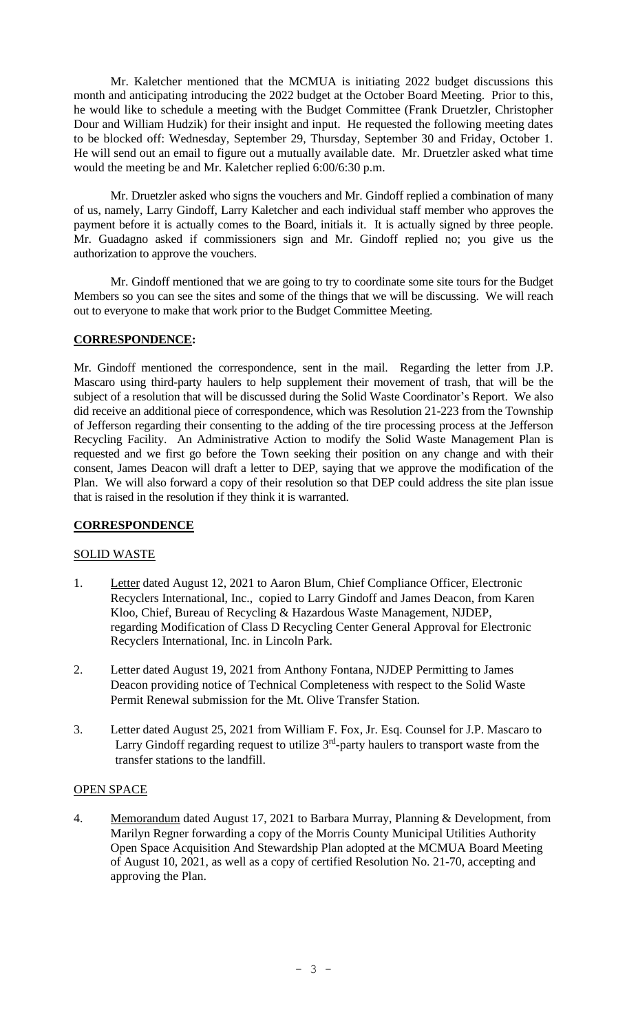Mr. Kaletcher mentioned that the MCMUA is initiating 2022 budget discussions this month and anticipating introducing the 2022 budget at the October Board Meeting. Prior to this, he would like to schedule a meeting with the Budget Committee (Frank Druetzler, Christopher Dour and William Hudzik) for their insight and input. He requested the following meeting dates to be blocked off: Wednesday, September 29, Thursday, September 30 and Friday, October 1. He will send out an email to figure out a mutually available date. Mr. Druetzler asked what time would the meeting be and Mr. Kaletcher replied 6:00/6:30 p.m.

Mr. Druetzler asked who signs the vouchers and Mr. Gindoff replied a combination of many of us, namely, Larry Gindoff, Larry Kaletcher and each individual staff member who approves the payment before it is actually comes to the Board, initials it. It is actually signed by three people. Mr. Guadagno asked if commissioners sign and Mr. Gindoff replied no; you give us the authorization to approve the vouchers.

Mr. Gindoff mentioned that we are going to try to coordinate some site tours for the Budget Members so you can see the sites and some of the things that we will be discussing. We will reach out to everyone to make that work prior to the Budget Committee Meeting.

**CORRESPONDENCE:**

Mr. Gindoff mentioned the correspondence, sent in the mail. Regarding the letter from J.P. Mascaro using third-party haulers to help supplement their movement of trash, that will be the subject of a resolution that will be discussed during the Solid Waste Coordinator's Report. We also did receive an additional piece of correspondence, which was Resolution 21-223 from the Township of Jefferson regarding their consenting to the adding of the tire processing process at the Jefferson Recycling Facility. An Administrative Action to modify the Solid Waste Management Plan is requested and we first go before the Town seeking their position on any change and with their consent, James Deacon will draft a letter to DEP, saying that we approve the modification of the Plan. We will also forward a copy of their resolution so that DEP could address the site plan issue that is raised in the resolution if they think it is warranted.

**CORRESPONDENCE**

SOLID WASTE

1. Letter dated August 12, 2021 to Aaron Blum, Chief Compliance Officer, Electronic Recyclers International, Inc., copied to Larry Gindoff and James Deacon, from Karen Kloo, Chief, Bureau of Recycling & Hazardous Waste Management, NJDEP, regarding Modification of Class D Recycling Center General Approval for Electronic Recyclers International, Inc. in Lincoln Park.

2. Letter dated August 19, 2021 from Anthony Fontana, NJDEP Permitting to James Deacon providing notice of Technical Completeness with respect to the Solid Waste Permit Renewal submission for the Mt. Olive Transfer Station.

3. Letter dated August 25, 2021 from William F. Fox, Jr. Esq. Counsel for J.P. Mascaro to Larry Gindoff regarding request to utilize 3rd-party haulers to transport waste from the transfer stations to the landfill.

OPEN SPACE

4. Memorandum dated August 17, 2021 to Barbara Murray, Planning & Development, from Marilyn Regner forwarding a copy of the Morris County Municipal Utilities Authority Open Space Acquisition And Stewardship Plan adopted at the MCMUA Board Meeting of August 10, 2021, as well as a copy of certified Resolution No. 21-70, accepting and approving the Plan.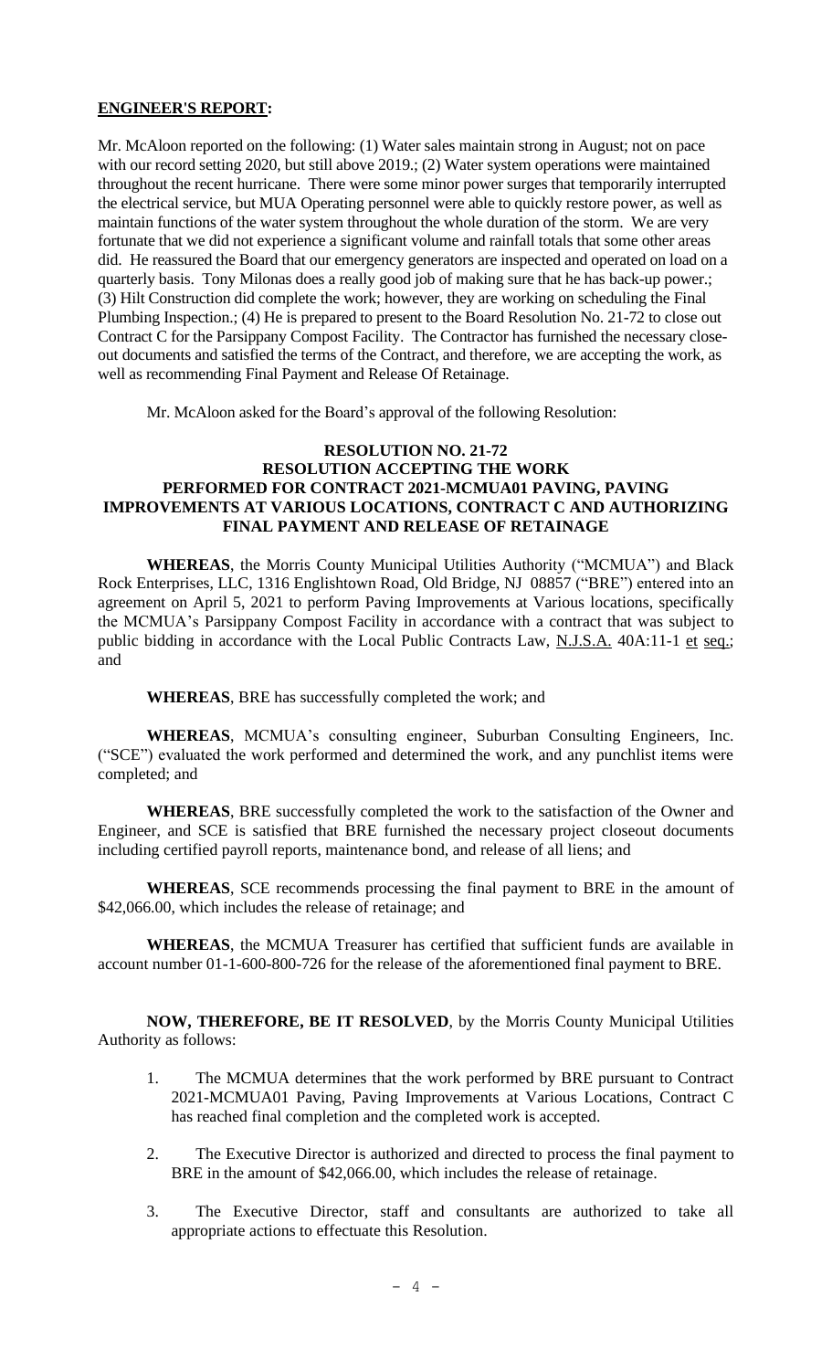**ENGINEER'S REPORT:**

Mr. McAloon reported on the following: (1) Water sales maintain strong in August; not on pace with our record setting 2020, but still above 2019.; (2) Water system operations were maintained throughout the recent hurricane. There were some minor power surges that temporarily interrupted the electrical service, but MUA Operating personnel were able to quickly restore power, as well as maintain functions of the water system throughout the whole duration of the storm. We are very fortunate that we did not experience a significant volume and rainfall totals that some other areas did. He reassured the Board that our emergency generators are inspected and operated on load on a quarterly basis. Tony Milonas does a really good job of making sure that he has back-up power.; (3) Hilt Construction did complete the work; however, they are working on scheduling the Final Plumbing Inspection.; (4) He is prepared to present to the Board Resolution No. 21-72 to close out Contract C for the Parsippany Compost Facility. The Contractor has furnished the necessary close-out documents and satisfied the terms of the Contract, and therefore, we are accepting the work, as well as recommending Final Payment and Release Of Retainage.

Mr. McAloon asked for the Board's approval of the following Resolution:

**RESOLUTION NO. 21-72**
**RESOLUTION ACCEPTING THE WORK PERFORMED FOR CONTRACT 2021-MCMUA01 PAVING, PAVING IMPROVEMENTS AT VARIOUS LOCATIONS, CONTRACT C AND AUTHORIZING FINAL PAYMENT AND RELEASE OF RETAINAGE**

**WHEREAS**, the Morris County Municipal Utilities Authority ("MCMUA") and Black Rock Enterprises, LLC, 1316 Englishtown Road, Old Bridge, NJ 08857 ("BRE") entered into an agreement on April 5, 2021 to perform Paving Improvements at Various locations, specifically the MCMUA's Parsippany Compost Facility in accordance with a contract that was subject to public bidding in accordance with the Local Public Contracts Law, N.J.S.A. 40A:11-1 et seq.; and

**WHEREAS**, BRE has successfully completed the work; and

**WHEREAS**, MCMUA's consulting engineer, Suburban Consulting Engineers, Inc. ("SCE") evaluated the work performed and determined the work, and any punchlist items were completed; and

**WHEREAS**, BRE successfully completed the work to the satisfaction of the Owner and Engineer, and SCE is satisfied that BRE furnished the necessary project closeout documents including certified payroll reports, maintenance bond, and release of all liens; and

**WHEREAS**, SCE recommends processing the final payment to BRE in the amount of $42,066.00, which includes the release of retainage; and

**WHEREAS**, the MCMUA Treasurer has certified that sufficient funds are available in account number 01-1-600-800-726 for the release of the aforementioned final payment to BRE.

**NOW, THEREFORE, BE IT RESOLVED**, by the Morris County Municipal Utilities Authority as follows:

1. The MCMUA determines that the work performed by BRE pursuant to Contract 2021-MCMUA01 Paving, Paving Improvements at Various Locations, Contract C has reached final completion and the completed work is accepted.

2. The Executive Director is authorized and directed to process the final payment to BRE in the amount of $42,066.00, which includes the release of retainage.

3. The Executive Director, staff and consultants are authorized to take all appropriate actions to effectuate this Resolution.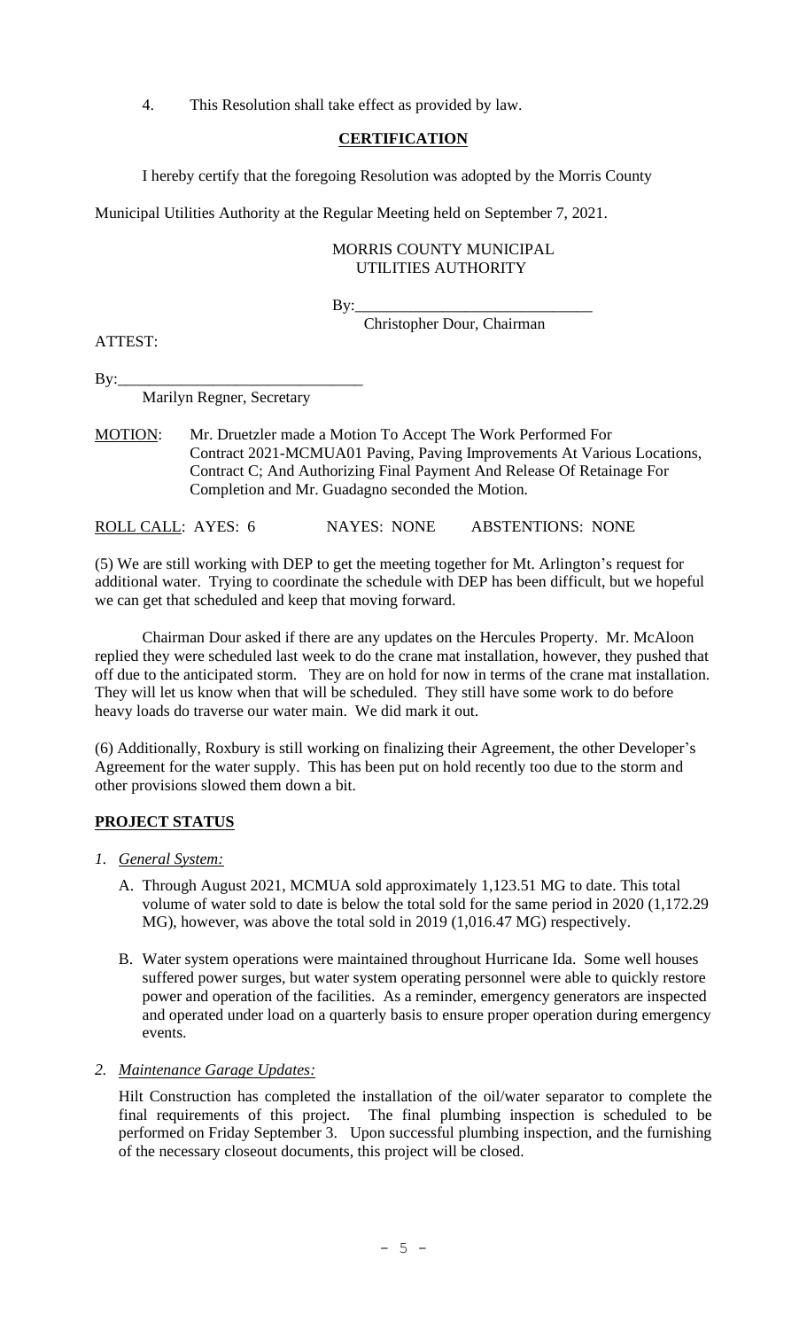4. This Resolution shall take effect as provided by law.

**CERTIFICATION**

I hereby certify that the foregoing Resolution was adopted by the Morris County Municipal Utilities Authority at the Regular Meeting held on September 7, 2021.

MORRIS COUNTY MUNICIPAL UTILITIES AUTHORITY

By:______________________________
Christopher Dour, Chairman

ATTEST:

By:______________________________
Marilyn Regner, Secretary

MOTION: Mr. Druetzler made a Motion To Accept The Work Performed For Contract 2021-MCMUA01 Paving, Paving Improvements At Various Locations, Contract C; And Authorizing Final Payment And Release Of Retainage For Completion and Mr. Guadagno seconded the Motion.

ROLL CALL: AYES: 6 NAYES: NONE ABSTENTIONS: NONE

(5) We are still working with DEP to get the meeting together for Mt. Arlington's request for additional water. Trying to coordinate the schedule with DEP has been difficult, but we hopeful we can get that scheduled and keep that moving forward.

Chairman Dour asked if there are any updates on the Hercules Property. Mr. McAloon replied they were scheduled last week to do the crane mat installation, however, they pushed that off due to the anticipated storm. They are on hold for now in terms of the crane mat installation. They will let us know when that will be scheduled. They still have some work to do before heavy loads do traverse our water main. We did mark it out.

(6) Additionally, Roxbury is still working on finalizing their Agreement, the other Developer's Agreement for the water supply. This has been put on hold recently too due to the storm and other provisions slowed them down a bit.

**PROJECT STATUS**

1. *General System:*

   A. Through August 2021, MCMUA sold approximately 1,123.51 MG to date. This total volume of water sold to date is below the total sold for the same period in 2020 (1,172.29 MG), however, was above the total sold in 2019 (1,016.47 MG) respectively.

   B. Water system operations were maintained throughout Hurricane Ida. Some well houses suffered power surges, but water system operating personnel were able to quickly restore power and operation of the facilities. As a reminder, emergency generators are inspected and operated under load on a quarterly basis to ensure proper operation during emergency events.

2. *Maintenance Garage Updates:*

   Hilt Construction has completed the installation of the oil/water separator to complete the final requirements of this project. The final plumbing inspection is scheduled to be performed on Friday September 3. Upon successful plumbing inspection, and the furnishing of the necessary closeout documents, this project will be closed.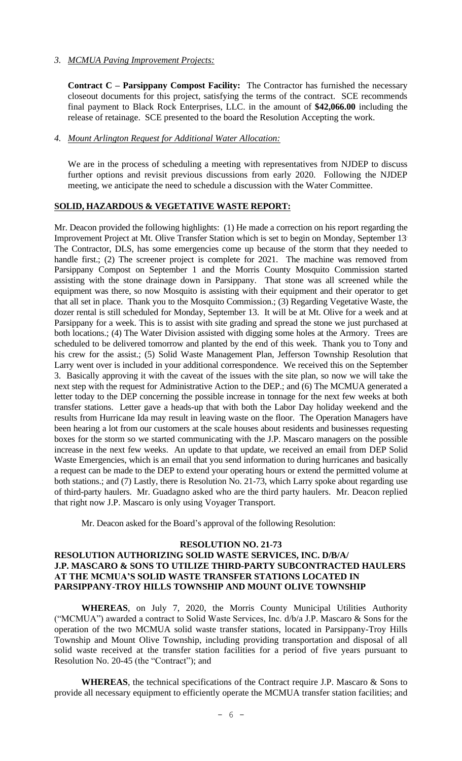*3. MCMUA Paving Improvement Projects:*

**Contract C – Parsippany Compost Facility:** The Contractor has furnished the necessary closeout documents for this project, satisfying the terms of the contract. SCE recommends final payment to Black Rock Enterprises, LLC. in the amount of **$42,066.00** including the release of retainage. SCE presented to the board the Resolution Accepting the work.

*4. Mount Arlington Request for Additional Water Allocation:*

We are in the process of scheduling a meeting with representatives from NJDEP to discuss further options and revisit previous discussions from early 2020. Following the NJDEP meeting, we anticipate the need to schedule a discussion with the Water Committee.

**SOLID, HAZARDOUS & VEGETATIVE WASTE REPORT:**

Mr. Deacon provided the following highlights: (1) He made a correction on his report regarding the Improvement Project at Mt. Olive Transfer Station which is set to begin on Monday, September 13. The Contractor, DLS, has some emergencies come up because of the storm that they needed to handle first.; (2) The screener project is complete for 2021. The machine was removed from Parsippany Compost on September 1 and the Morris County Mosquito Commission started assisting with the stone drainage down in Parsippany. That stone was all screened while the equipment was there, so now Mosquito is assisting with their equipment and their operator to get that all set in place. Thank you to the Mosquito Commission.; (3) Regarding Vegetative Waste, the dozer rental is still scheduled for Monday, September 13. It will be at Mt. Olive for a week and at Parsippany for a week. This is to assist with site grading and spread the stone we just purchased at both locations.; (4) The Water Division assisted with digging some holes at the Armory. Trees are scheduled to be delivered tomorrow and planted by the end of this week. Thank you to Tony and his crew for the assist.; (5) Solid Waste Management Plan, Jefferson Township Resolution that Larry went over is included in your additional correspondence. We received this on the September 3. Basically approving it with the caveat of the issues with the site plan, so now we will take the next step with the request for Administrative Action to the DEP.; and (6) The MCMUA generated a letter today to the DEP concerning the possible increase in tonnage for the next few weeks at both transfer stations. Letter gave a heads-up that with both the Labor Day holiday weekend and the results from Hurricane Ida may result in leaving waste on the floor. The Operation Managers have been hearing a lot from our customers at the scale houses about residents and businesses requesting boxes for the storm so we started communicating with the J.P. Mascaro managers on the possible increase in the next few weeks. An update to that update, we received an email from DEP Solid Waste Emergencies, which is an email that you send information to during hurricanes and basically a request can be made to the DEP to extend your operating hours or extend the permitted volume at both stations.; and (7) Lastly, there is Resolution No. 21-73, which Larry spoke about regarding use of third-party haulers. Mr. Guadagno asked who are the third party haulers. Mr. Deacon replied that right now J.P. Mascaro is only using Voyager Transport.

Mr. Deacon asked for the Board's approval of the following Resolution:

**RESOLUTION NO. 21-73**

**RESOLUTION AUTHORIZING SOLID WASTE SERVICES, INC. D/B/A/ J.P. MASCARO & SONS TO UTILIZE THIRD-PARTY SUBCONTRACTED HAULERS AT THE MCMUA'S SOLID WASTE TRANSFER STATIONS LOCATED IN PARSIPPANY-TROY HILLS TOWNSHIP AND MOUNT OLIVE TOWNSHIP**

**WHEREAS**, on July 7, 2020, the Morris County Municipal Utilities Authority ("MCMUA") awarded a contract to Solid Waste Services, Inc. d/b/a J.P. Mascaro & Sons for the operation of the two MCMUA solid waste transfer stations, located in Parsippany-Troy Hills Township and Mount Olive Township, including providing transportation and disposal of all solid waste received at the transfer station facilities for a period of five years pursuant to Resolution No. 20-45 (the "Contract"); and

**WHEREAS**, the technical specifications of the Contract require J.P. Mascaro & Sons to provide all necessary equipment to efficiently operate the MCMUA transfer station facilities; and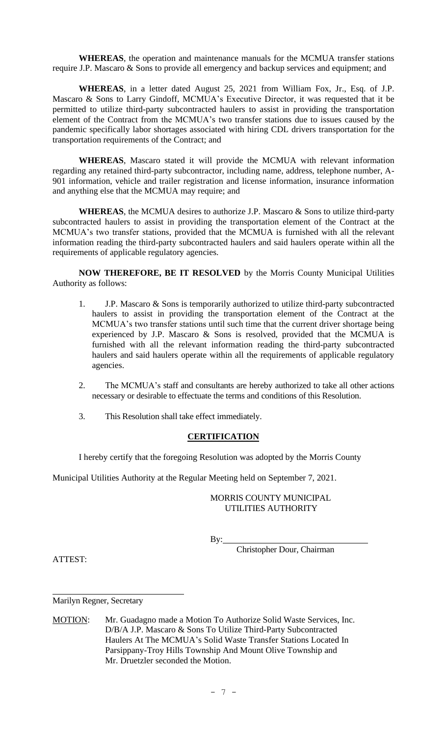**WHEREAS**, the operation and maintenance manuals for the MCMUA transfer stations require J.P. Mascaro & Sons to provide all emergency and backup services and equipment; and

**WHEREAS**, in a letter dated August 25, 2021 from William Fox, Jr., Esq. of J.P. Mascaro & Sons to Larry Gindoff, MCMUA's Executive Director, it was requested that it be permitted to utilize third-party subcontracted haulers to assist in providing the transportation element of the Contract from the MCMUA's two transfer stations due to issues caused by the pandemic specifically labor shortages associated with hiring CDL drivers transportation for the transportation requirements of the Contract; and

**WHEREAS**, Mascaro stated it will provide the MCMUA with relevant information regarding any retained third-party subcontractor, including name, address, telephone number, A-901 information, vehicle and trailer registration and license information, insurance information and anything else that the MCMUA may require; and

**WHEREAS**, the MCMUA desires to authorize J.P. Mascaro & Sons to utilize third-party subcontracted haulers to assist in providing the transportation element of the Contract at the MCMUA's two transfer stations, provided that the MCMUA is furnished with all the relevant information reading the third-party subcontracted haulers and said haulers operate within all the requirements of applicable regulatory agencies.

**NOW THEREFORE, BE IT RESOLVED** by the Morris County Municipal Utilities Authority as follows:

1. J.P. Mascaro & Sons is temporarily authorized to utilize third-party subcontracted haulers to assist in providing the transportation element of the Contract at the MCMUA's two transfer stations until such time that the current driver shortage being experienced by J.P. Mascaro & Sons is resolved, provided that the MCMUA is furnished with all the relevant information reading the third-party subcontracted haulers and said haulers operate within all the requirements of applicable regulatory agencies.

2. The MCMUA's staff and consultants are hereby authorized to take all other actions necessary or desirable to effectuate the terms and conditions of this Resolution.

3. This Resolution shall take effect immediately.

## CERTIFICATION

I hereby certify that the foregoing Resolution was adopted by the Morris County Municipal Utilities Authority at the Regular Meeting held on September 7, 2021.

MORRIS COUNTY MUNICIPAL UTILITIES AUTHORITY

By: ______________________________
Christopher Dour, Chairman

ATTEST:

______________________________
Marilyn Regner, Secretary

MOTION: Mr. Guadagno made a Motion To Authorize Solid Waste Services, Inc. D/B/A J.P. Mascaro & Sons To Utilize Third-Party Subcontracted Haulers At The MCMUA's Solid Waste Transfer Stations Located In Parsippany-Troy Hills Township And Mount Olive Township and Mr. Druetzler seconded the Motion.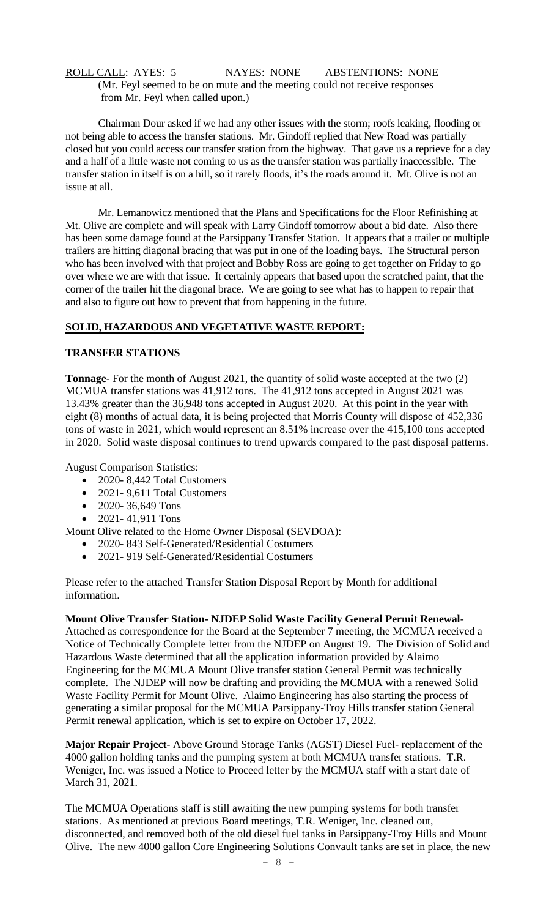ROLL CALL: AYES: 5 NAYES: NONE ABSTENTIONS: NONE
(Mr. Feyl seemed to be on mute and the meeting could not receive responses from Mr. Feyl when called upon.)

Chairman Dour asked if we had any other issues with the storm; roofs leaking, flooding or not being able to access the transfer stations. Mr. Gindoff replied that New Road was partially closed but you could access our transfer station from the highway. That gave us a reprieve for a day and a half of a little waste not coming to us as the transfer station was partially inaccessible. The transfer station in itself is on a hill, so it rarely floods, it's the roads around it. Mt. Olive is not an issue at all.

Mr. Lemanowicz mentioned that the Plans and Specifications for the Floor Refinishing at Mt. Olive are complete and will speak with Larry Gindoff tomorrow about a bid date. Also there has been some damage found at the Parsippany Transfer Station. It appears that a trailer or multiple trailers are hitting diagonal bracing that was put in one of the loading bays. The Structural person who has been involved with that project and Bobby Ross are going to get together on Friday to go over where we are with that issue. It certainly appears that based upon the scratched paint, that the corner of the trailer hit the diagonal brace. We are going to see what has to happen to repair that and also to figure out how to prevent that from happening in the future.

## SOLID, HAZARDOUS AND VEGETATIVE WASTE REPORT:

### TRANSFER STATIONS

**Tonnage-** For the month of August 2021, the quantity of solid waste accepted at the two (2) MCMUA transfer stations was 41,912 tons. The 41,912 tons accepted in August 2021 was 13.43% greater than the 36,948 tons accepted in August 2020. At this point in the year with eight (8) months of actual data, it is being projected that Morris County will dispose of 452,336 tons of waste in 2021, which would represent an 8.51% increase over the 415,100 tons accepted in 2020. Solid waste disposal continues to trend upwards compared to the past disposal patterns.

August Comparison Statistics:

- 2020- 8,442 Total Customers
- 2021- 9,611 Total Customers
- 2020- 36,649 Tons
- 2021- 41,911 Tons

Mount Olive related to the Home Owner Disposal (SEVDOA):

- 2020- 843 Self-Generated/Residential Costumers
- 2021- 919 Self-Generated/Residential Costumers

Please refer to the attached Transfer Station Disposal Report by Month for additional information.

**Mount Olive Transfer Station- NJDEP Solid Waste Facility General Permit Renewal-** Attached as correspondence for the Board at the September 7 meeting, the MCMUA received a Notice of Technically Complete letter from the NJDEP on August 19. The Division of Solid and Hazardous Waste determined that all the application information provided by Alaimo Engineering for the MCMUA Mount Olive transfer station General Permit was technically complete. The NJDEP will now be drafting and providing the MCMUA with a renewed Solid Waste Facility Permit for Mount Olive. Alaimo Engineering has also starting the process of generating a similar proposal for the MCMUA Parsippany-Troy Hills transfer station General Permit renewal application, which is set to expire on October 17, 2022.

**Major Repair Project-** Above Ground Storage Tanks (AGST) Diesel Fuel- replacement of the 4000 gallon holding tanks and the pumping system at both MCMUA transfer stations. T.R. Weniger, Inc. was issued a Notice to Proceed letter by the MCMUA staff with a start date of March 31, 2021.

The MCMUA Operations staff is still awaiting the new pumping systems for both transfer stations. As mentioned at previous Board meetings, T.R. Weniger, Inc. cleaned out, disconnected, and removed both of the old diesel fuel tanks in Parsippany-Troy Hills and Mount Olive. The new 4000 gallon Core Engineering Solutions Convault tanks are set in place, the new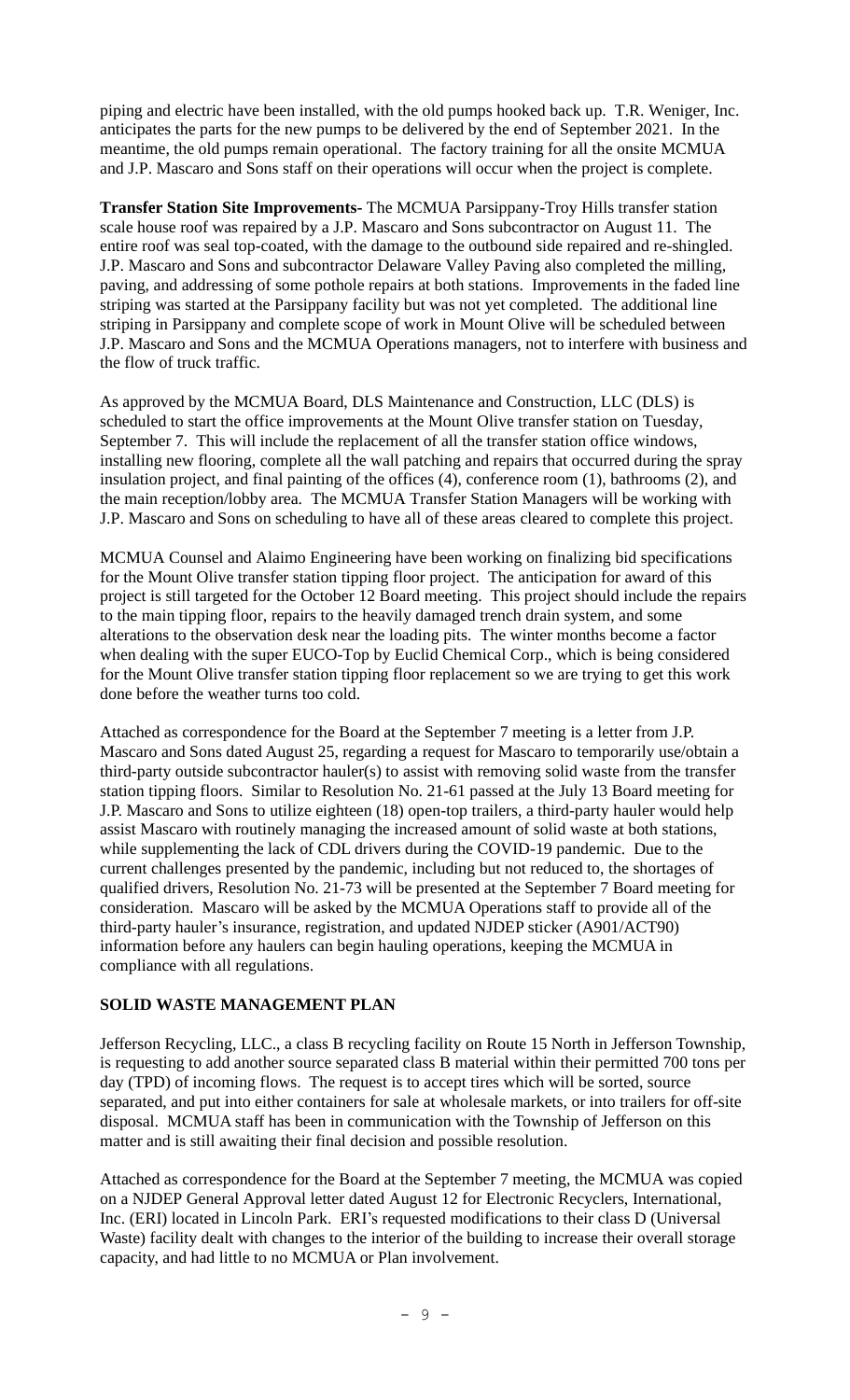piping and electric have been installed, with the old pumps hooked back up. T.R. Weniger, Inc. anticipates the parts for the new pumps to be delivered by the end of September 2021. In the meantime, the old pumps remain operational. The factory training for all the onsite MCMUA and J.P. Mascaro and Sons staff on their operations will occur when the project is complete.

**Transfer Station Site Improvements-** The MCMUA Parsippany-Troy Hills transfer station scale house roof was repaired by a J.P. Mascaro and Sons subcontractor on August 11. The entire roof was seal top-coated, with the damage to the outbound side repaired and re-shingled. J.P. Mascaro and Sons and subcontractor Delaware Valley Paving also completed the milling, paving, and addressing of some pothole repairs at both stations. Improvements in the faded line striping was started at the Parsippany facility but was not yet completed. The additional line striping in Parsippany and complete scope of work in Mount Olive will be scheduled between J.P. Mascaro and Sons and the MCMUA Operations managers, not to interfere with business and the flow of truck traffic.

As approved by the MCMUA Board, DLS Maintenance and Construction, LLC (DLS) is scheduled to start the office improvements at the Mount Olive transfer station on Tuesday, September 7. This will include the replacement of all the transfer station office windows, installing new flooring, complete all the wall patching and repairs that occurred during the spray insulation project, and final painting of the offices (4), conference room (1), bathrooms (2), and the main reception/lobby area. The MCMUA Transfer Station Managers will be working with J.P. Mascaro and Sons on scheduling to have all of these areas cleared to complete this project.

MCMUA Counsel and Alaimo Engineering have been working on finalizing bid specifications for the Mount Olive transfer station tipping floor project. The anticipation for award of this project is still targeted for the October 12 Board meeting. This project should include the repairs to the main tipping floor, repairs to the heavily damaged trench drain system, and some alterations to the observation desk near the loading pits. The winter months become a factor when dealing with the super EUCO-Top by Euclid Chemical Corp., which is being considered for the Mount Olive transfer station tipping floor replacement so we are trying to get this work done before the weather turns too cold.

Attached as correspondence for the Board at the September 7 meeting is a letter from J.P. Mascaro and Sons dated August 25, regarding a request for Mascaro to temporarily use/obtain a third-party outside subcontractor hauler(s) to assist with removing solid waste from the transfer station tipping floors. Similar to Resolution No. 21-61 passed at the July 13 Board meeting for J.P. Mascaro and Sons to utilize eighteen (18) open-top trailers, a third-party hauler would help assist Mascaro with routinely managing the increased amount of solid waste at both stations, while supplementing the lack of CDL drivers during the COVID-19 pandemic. Due to the current challenges presented by the pandemic, including but not reduced to, the shortages of qualified drivers, Resolution No. 21-73 will be presented at the September 7 Board meeting for consideration. Mascaro will be asked by the MCMUA Operations staff to provide all of the third-party hauler's insurance, registration, and updated NJDEP sticker (A901/ACT90) information before any haulers can begin hauling operations, keeping the MCMUA in compliance with all regulations.

## SOLID WASTE MANAGEMENT PLAN

Jefferson Recycling, LLC., a class B recycling facility on Route 15 North in Jefferson Township, is requesting to add another source separated class B material within their permitted 700 tons per day (TPD) of incoming flows. The request is to accept tires which will be sorted, source separated, and put into either containers for sale at wholesale markets, or into trailers for off-site disposal. MCMUA staff has been in communication with the Township of Jefferson on this matter and is still awaiting their final decision and possible resolution.

Attached as correspondence for the Board at the September 7 meeting, the MCMUA was copied on a NJDEP General Approval letter dated August 12 for Electronic Recyclers, International, Inc. (ERI) located in Lincoln Park. ERI's requested modifications to their class D (Universal Waste) facility dealt with changes to the interior of the building to increase their overall storage capacity, and had little to no MCMUA or Plan involvement.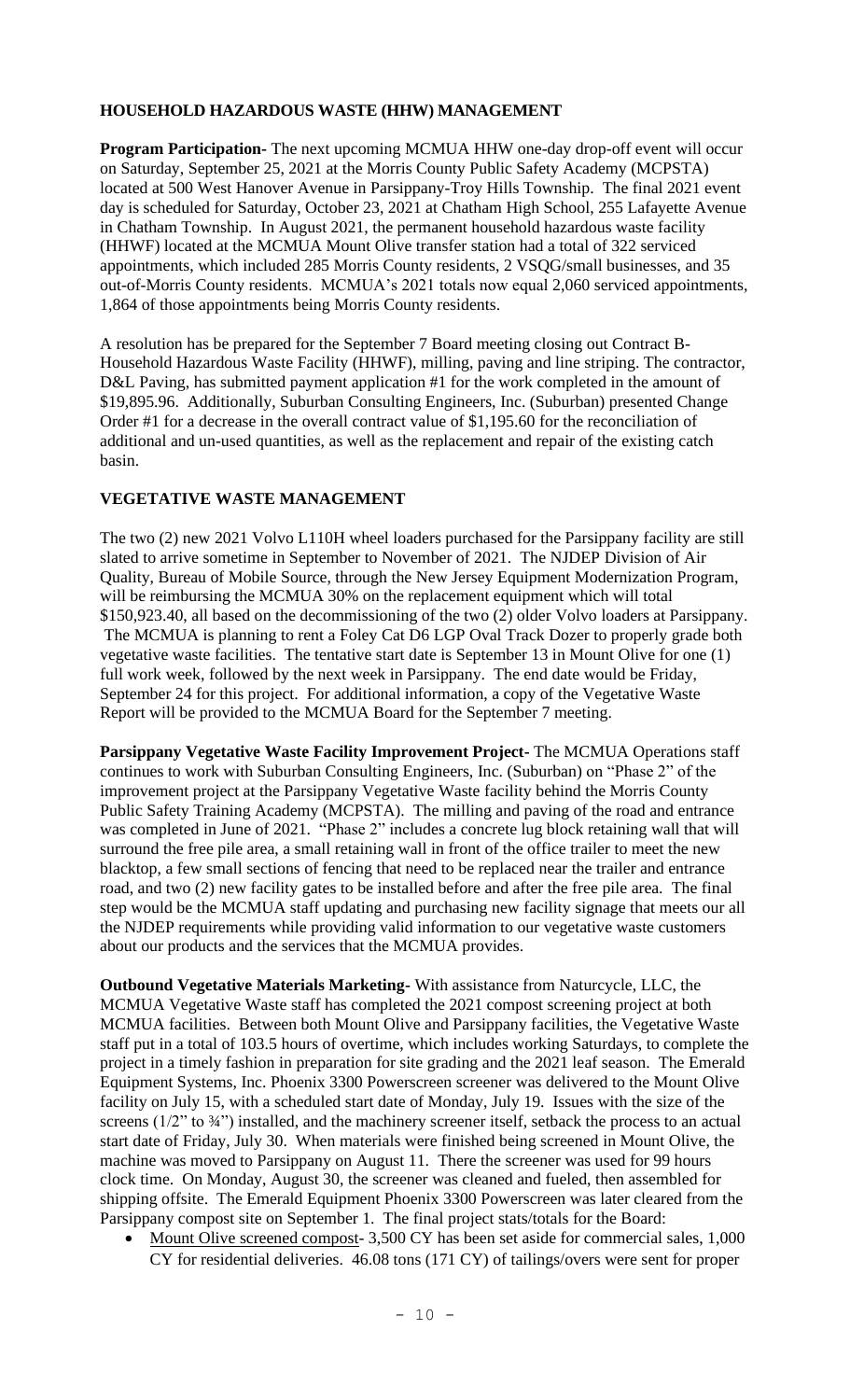## HOUSEHOLD HAZARDOUS WASTE (HHW) MANAGEMENT

**Program Participation-** The next upcoming MCMUA HHW one-day drop-off event will occur on Saturday, September 25, 2021 at the Morris County Public Safety Academy (MCPSTA) located at 500 West Hanover Avenue in Parsippany-Troy Hills Township. The final 2021 event day is scheduled for Saturday, October 23, 2021 at Chatham High School, 255 Lafayette Avenue in Chatham Township. In August 2021, the permanent household hazardous waste facility (HHWF) located at the MCMUA Mount Olive transfer station had a total of 322 serviced appointments, which included 285 Morris County residents, 2 VSQG/small businesses, and 35 out-of-Morris County residents. MCMUA's 2021 totals now equal 2,060 serviced appointments, 1,864 of those appointments being Morris County residents.

A resolution has be prepared for the September 7 Board meeting closing out Contract B-Household Hazardous Waste Facility (HHWF), milling, paving and line striping. The contractor, D&L Paving, has submitted payment application #1 for the work completed in the amount of $19,895.96. Additionally, Suburban Consulting Engineers, Inc. (Suburban) presented Change Order #1 for a decrease in the overall contract value of $1,195.60 for the reconciliation of additional and un-used quantities, as well as the replacement and repair of the existing catch basin.

## VEGETATIVE WASTE MANAGEMENT

The two (2) new 2021 Volvo L110H wheel loaders purchased for the Parsippany facility are still slated to arrive sometime in September to November of 2021. The NJDEP Division of Air Quality, Bureau of Mobile Source, through the New Jersey Equipment Modernization Program, will be reimbursing the MCMUA 30% on the replacement equipment which will total $150,923.40, all based on the decommissioning of the two (2) older Volvo loaders at Parsippany. The MCMUA is planning to rent a Foley Cat D6 LGP Oval Track Dozer to properly grade both vegetative waste facilities. The tentative start date is September 13 in Mount Olive for one (1) full work week, followed by the next week in Parsippany. The end date would be Friday, September 24 for this project. For additional information, a copy of the Vegetative Waste Report will be provided to the MCMUA Board for the September 7 meeting.

**Parsippany Vegetative Waste Facility Improvement Project-** The MCMUA Operations staff continues to work with Suburban Consulting Engineers, Inc. (Suburban) on "Phase 2" of the improvement project at the Parsippany Vegetative Waste facility behind the Morris County Public Safety Training Academy (MCPSTA). The milling and paving of the road and entrance was completed in June of 2021. "Phase 2" includes a concrete lug block retaining wall that will surround the free pile area, a small retaining wall in front of the office trailer to meet the new blacktop, a few small sections of fencing that need to be replaced near the trailer and entrance road, and two (2) new facility gates to be installed before and after the free pile area. The final step would be the MCMUA staff updating and purchasing new facility signage that meets our all the NJDEP requirements while providing valid information to our vegetative waste customers about our products and the services that the MCMUA provides.

**Outbound Vegetative Materials Marketing-** With assistance from Naturcycle, LLC, the MCMUA Vegetative Waste staff has completed the 2021 compost screening project at both MCMUA facilities. Between both Mount Olive and Parsippany facilities, the Vegetative Waste staff put in a total of 103.5 hours of overtime, which includes working Saturdays, to complete the project in a timely fashion in preparation for site grading and the 2021 leaf season. The Emerald Equipment Systems, Inc. Phoenix 3300 Powerscreen screener was delivered to the Mount Olive facility on July 15, with a scheduled start date of Monday, July 19. Issues with the size of the screens (1/2" to ¾") installed, and the machinery screener itself, setback the process to an actual start date of Friday, July 30. When materials were finished being screened in Mount Olive, the machine was moved to Parsippany on August 11. There the screener was used for 99 hours clock time. On Monday, August 30, the screener was cleaned and fueled, then assembled for shipping offsite. The Emerald Equipment Phoenix 3300 Powerscreen was later cleared from the Parsippany compost site on September 1. The final project stats/totals for the Board:

- <u>Mount Olive screened compost</u>- 3,500 CY has been set aside for commercial sales, 1,000 CY for residential deliveries. 46.08 tons (171 CY) of tailings/overs were sent for proper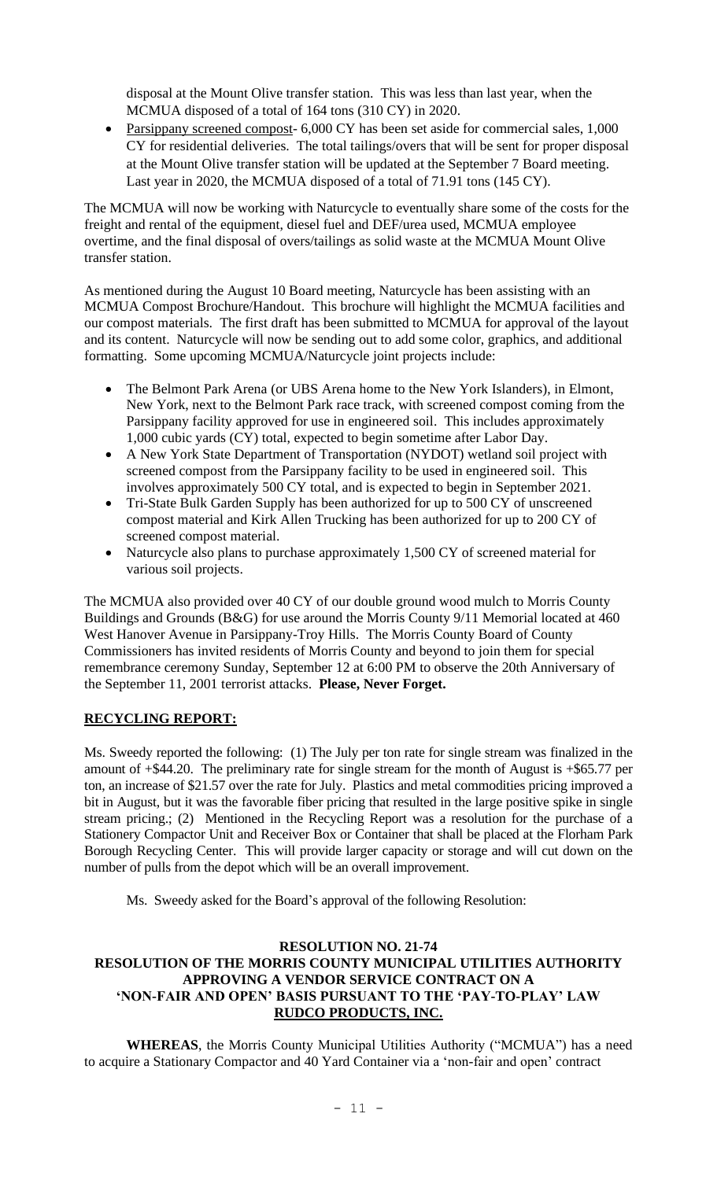disposal at the Mount Olive transfer station. This was less than last year, when the MCMUA disposed of a total of 164 tons (310 CY) in 2020.

- Parsippany screened compost- 6,000 CY has been set aside for commercial sales, 1,000 CY for residential deliveries. The total tailings/overs that will be sent for proper disposal at the Mount Olive transfer station will be updated at the September 7 Board meeting. Last year in 2020, the MCMUA disposed of a total of 71.91 tons (145 CY).

The MCMUA will now be working with Naturcycle to eventually share some of the costs for the freight and rental of the equipment, diesel fuel and DEF/urea used, MCMUA employee overtime, and the final disposal of overs/tailings as solid waste at the MCMUA Mount Olive transfer station.

As mentioned during the August 10 Board meeting, Naturcycle has been assisting with an MCMUA Compost Brochure/Handout. This brochure will highlight the MCMUA facilities and our compost materials. The first draft has been submitted to MCMUA for approval of the layout and its content. Naturcycle will now be sending out to add some color, graphics, and additional formatting. Some upcoming MCMUA/Naturcycle joint projects include:

- The Belmont Park Arena (or UBS Arena home to the New York Islanders), in Elmont, New York, next to the Belmont Park race track, with screened compost coming from the Parsippany facility approved for use in engineered soil. This includes approximately 1,000 cubic yards (CY) total, expected to begin sometime after Labor Day.
- A New York State Department of Transportation (NYDOT) wetland soil project with screened compost from the Parsippany facility to be used in engineered soil. This involves approximately 500 CY total, and is expected to begin in September 2021.
- Tri-State Bulk Garden Supply has been authorized for up to 500 CY of unscreened compost material and Kirk Allen Trucking has been authorized for up to 200 CY of screened compost material.
- Naturcycle also plans to purchase approximately 1,500 CY of screened material for various soil projects.

The MCMUA also provided over 40 CY of our double ground wood mulch to Morris County Buildings and Grounds (B&G) for use around the Morris County 9/11 Memorial located at 460 West Hanover Avenue in Parsippany-Troy Hills. The Morris County Board of County Commissioners has invited residents of Morris County and beyond to join them for special remembrance ceremony Sunday, September 12 at 6:00 PM to observe the 20th Anniversary of the September 11, 2001 terrorist attacks. **Please, Never Forget.**

**RECYCLING REPORT:**

Ms. Sweedy reported the following: (1) The July per ton rate for single stream was finalized in the amount of +$44.20. The preliminary rate for single stream for the month of August is +$65.77 per ton, an increase of $21.57 over the rate for July. Plastics and metal commodities pricing improved a bit in August, but it was the favorable fiber pricing that resulted in the large positive spike in single stream pricing.; (2) Mentioned in the Recycling Report was a resolution for the purchase of a Stationery Compactor Unit and Receiver Box or Container that shall be placed at the Florham Park Borough Recycling Center. This will provide larger capacity or storage and will cut down on the number of pulls from the depot which will be an overall improvement.

Ms. Sweedy asked for the Board's approval of the following Resolution:

**RESOLUTION NO. 21-74**
**RESOLUTION OF THE MORRIS COUNTY MUNICIPAL UTILITIES AUTHORITY APPROVING A VENDOR SERVICE CONTRACT ON A 'NON-FAIR AND OPEN' BASIS PURSUANT TO THE 'PAY-TO-PLAY' LAW**
**RUDCO PRODUCTS, INC.**

**WHEREAS**, the Morris County Municipal Utilities Authority ("MCMUA") has a need to acquire a Stationary Compactor and 40 Yard Container via a 'non-fair and open' contract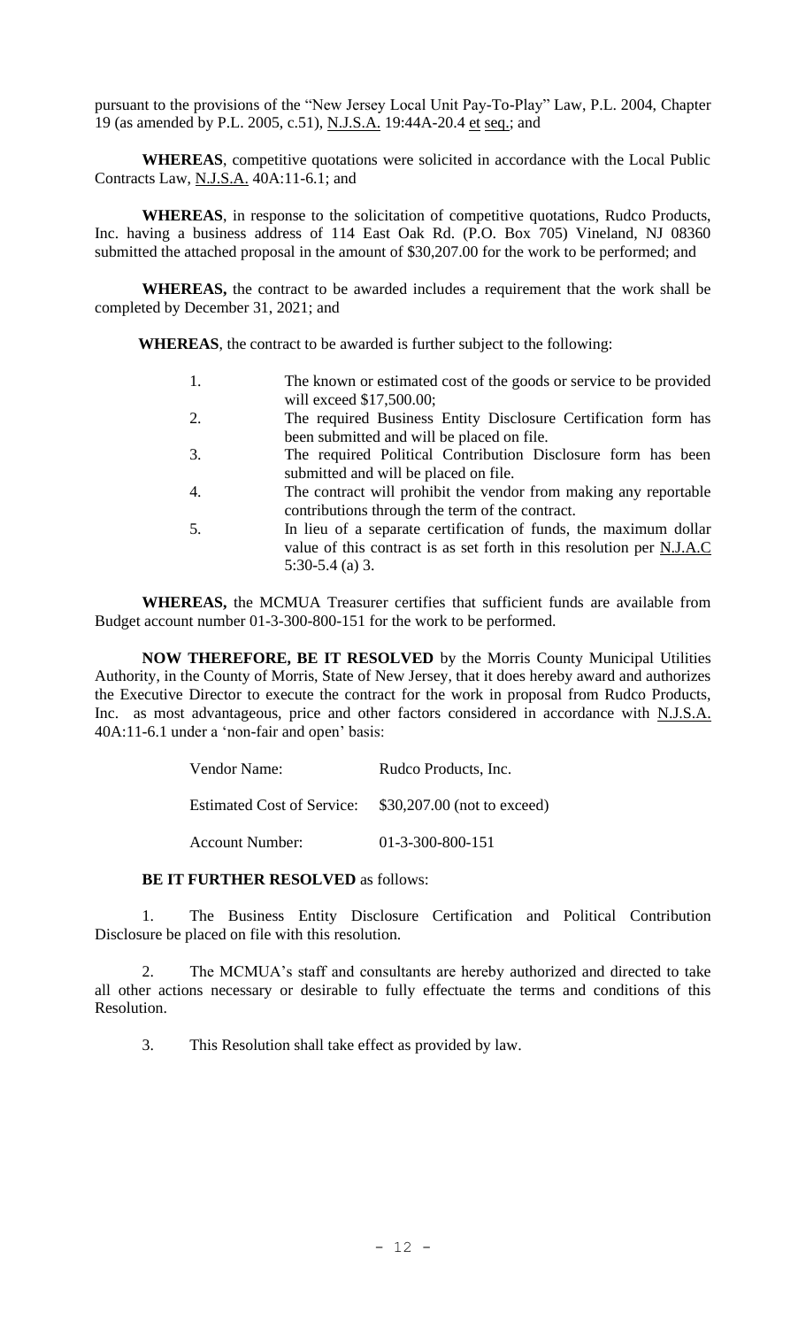pursuant to the provisions of the "New Jersey Local Unit Pay-To-Play" Law, P.L. 2004, Chapter 19 (as amended by P.L. 2005, c.51), N.J.S.A. 19:44A-20.4 et seq.; and

**WHEREAS**, competitive quotations were solicited in accordance with the Local Public Contracts Law, N.J.S.A. 40A:11-6.1; and

**WHEREAS**, in response to the solicitation of competitive quotations, Rudco Products, Inc. having a business address of 114 East Oak Rd. (P.O. Box 705) Vineland, NJ 08360 submitted the attached proposal in the amount of $30,207.00 for the work to be performed; and

**WHEREAS,** the contract to be awarded includes a requirement that the work shall be completed by December 31, 2021; and

**WHEREAS**, the contract to be awarded is further subject to the following:

1. The known or estimated cost of the goods or service to be provided will exceed $17,500.00;
2. The required Business Entity Disclosure Certification form has been submitted and will be placed on file.
3. The required Political Contribution Disclosure form has been submitted and will be placed on file.
4. The contract will prohibit the vendor from making any reportable contributions through the term of the contract.
5. In lieu of a separate certification of funds, the maximum dollar value of this contract is as set forth in this resolution per N.J.A.C 5:30-5.4 (a) 3.

**WHEREAS,** the MCMUA Treasurer certifies that sufficient funds are available from Budget account number 01-3-300-800-151 for the work to be performed.

**NOW THEREFORE, BE IT RESOLVED** by the Morris County Municipal Utilities Authority, in the County of Morris, State of New Jersey, that it does hereby award and authorizes the Executive Director to execute the contract for the work in proposal from Rudco Products, Inc. as most advantageous, price and other factors considered in accordance with N.J.S.A. 40A:11-6.1 under a 'non-fair and open' basis:

| | |
|---|---|
| Vendor Name: | Rudco Products, Inc. |
| Estimated Cost of Service: | $30,207.00 (not to exceed) |
| Account Number: | 01-3-300-800-151 |

**BE IT FURTHER RESOLVED** as follows:

1. The Business Entity Disclosure Certification and Political Contribution Disclosure be placed on file with this resolution.

2. The MCMUA's staff and consultants are hereby authorized and directed to take all other actions necessary or desirable to fully effectuate the terms and conditions of this Resolution.

3. This Resolution shall take effect as provided by law.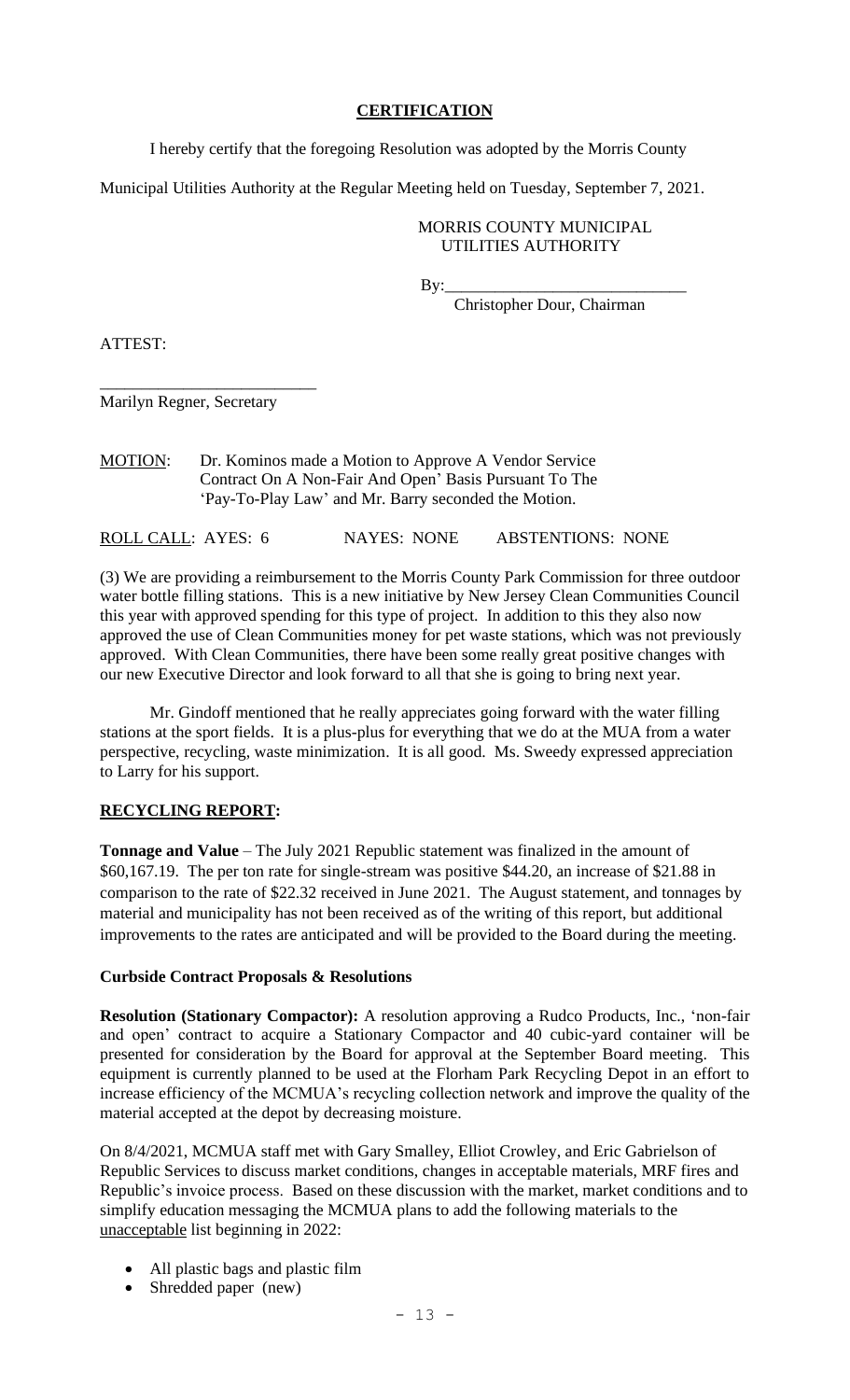## **CERTIFICATION**

I hereby certify that the foregoing Resolution was adopted by the Morris County Municipal Utilities Authority at the Regular Meeting held on Tuesday, September 7, 2021.

MORRIS COUNTY MUNICIPAL UTILITIES AUTHORITY

By:\_\_\_\_\_\_\_\_\_\_\_\_\_\_\_\_\_\_\_\_\_\_\_\_\_\_\_\_

Christopher Dour, Chairman

ATTEST:

\_\_\_\_\_\_\_\_\_\_\_\_\_\_\_\_\_\_\_\_\_\_\_\_\_\_

Marilyn Regner, Secretary

MOTION: Dr. Kominos made a Motion to Approve A Vendor Service Contract On A Non-Fair And Open' Basis Pursuant To The 'Pay-To-Play Law' and Mr. Barry seconded the Motion.

ROLL CALL: AYES: 6 NAYES: NONE ABSTENTIONS: NONE

(3) We are providing a reimbursement to the Morris County Park Commission for three outdoor water bottle filling stations. This is a new initiative by New Jersey Clean Communities Council this year with approved spending for this type of project. In addition to this they also now approved the use of Clean Communities money for pet waste stations, which was not previously approved. With Clean Communities, there have been some really great positive changes with our new Executive Director and look forward to all that she is going to bring next year.

Mr. Gindoff mentioned that he really appreciates going forward with the water filling stations at the sport fields. It is a plus-plus for everything that we do at the MUA from a water perspective, recycling, waste minimization. It is all good. Ms. Sweedy expressed appreciation to Larry for his support.

## **RECYCLING REPORT:**

**Tonnage and Value** – The July 2021 Republic statement was finalized in the amount of $60,167.19. The per ton rate for single-stream was positive $44.20, an increase of $21.88 in comparison to the rate of $22.32 received in June 2021. The August statement, and tonnages by material and municipality has not been received as of the writing of this report, but additional improvements to the rates are anticipated and will be provided to the Board during the meeting.

### **Curbside Contract Proposals & Resolutions**

**Resolution (Stationary Compactor):** A resolution approving a Rudco Products, Inc., 'non-fair and open' contract to acquire a Stationary Compactor and 40 cubic-yard container will be presented for consideration by the Board for approval at the September Board meeting. This equipment is currently planned to be used at the Florham Park Recycling Depot in an effort to increase efficiency of the MCMUA's recycling collection network and improve the quality of the material accepted at the depot by decreasing moisture.

On 8/4/2021, MCMUA staff met with Gary Smalley, Elliot Crowley, and Eric Gabrielson of Republic Services to discuss market conditions, changes in acceptable materials, MRF fires and Republic's invoice process. Based on these discussion with the market, market conditions and to simplify education messaging the MCMUA plans to add the following materials to the unacceptable list beginning in 2022:

- All plastic bags and plastic film
- Shredded paper (new)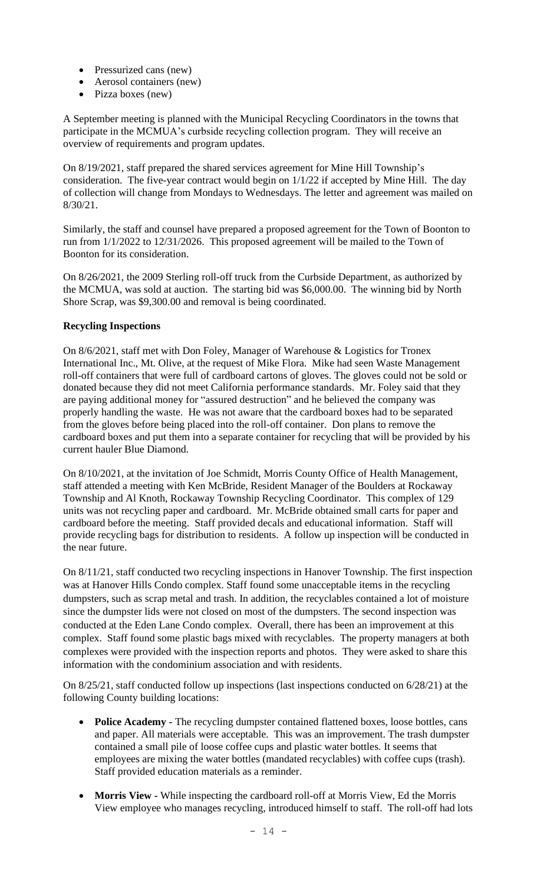- Pressurized cans (new)
- Aerosol containers (new)
- Pizza boxes (new)

A September meeting is planned with the Municipal Recycling Coordinators in the towns that participate in the MCMUA's curbside recycling collection program. They will receive an overview of requirements and program updates.

On 8/19/2021, staff prepared the shared services agreement for Mine Hill Township's consideration. The five-year contract would begin on 1/1/22 if accepted by Mine Hill. The day of collection will change from Mondays to Wednesdays. The letter and agreement was mailed on 8/30/21.

Similarly, the staff and counsel have prepared a proposed agreement for the Town of Boonton to run from 1/1/2022 to 12/31/2026. This proposed agreement will be mailed to the Town of Boonton for its consideration.

On 8/26/2021, the 2009 Sterling roll-off truck from the Curbside Department, as authorized by the MCMUA, was sold at auction. The starting bid was $6,000.00. The winning bid by North Shore Scrap, was $9,300.00 and removal is being coordinated.

**Recycling Inspections**

On 8/6/2021, staff met with Don Foley, Manager of Warehouse & Logistics for Tronex International Inc., Mt. Olive, at the request of Mike Flora. Mike had seen Waste Management roll-off containers that were full of cardboard cartons of gloves. The gloves could not be sold or donated because they did not meet California performance standards. Mr. Foley said that they are paying additional money for "assured destruction" and he believed the company was properly handling the waste. He was not aware that the cardboard boxes had to be separated from the gloves before being placed into the roll-off container. Don plans to remove the cardboard boxes and put them into a separate container for recycling that will be provided by his current hauler Blue Diamond.

On 8/10/2021, at the invitation of Joe Schmidt, Morris County Office of Health Management, staff attended a meeting with Ken McBride, Resident Manager of the Boulders at Rockaway Township and Al Knoth, Rockaway Township Recycling Coordinator. This complex of 129 units was not recycling paper and cardboard. Mr. McBride obtained small carts for paper and cardboard before the meeting. Staff provided decals and educational information. Staff will provide recycling bags for distribution to residents. A follow up inspection will be conducted in the near future.

On 8/11/21, staff conducted two recycling inspections in Hanover Township. The first inspection was at Hanover Hills Condo complex. Staff found some unacceptable items in the recycling dumpsters, such as scrap metal and trash. In addition, the recyclables contained a lot of moisture since the dumpster lids were not closed on most of the dumpsters. The second inspection was conducted at the Eden Lane Condo complex. Overall, there has been an improvement at this complex. Staff found some plastic bags mixed with recyclables. The property managers at both complexes were provided with the inspection reports and photos. They were asked to share this information with the condominium association and with residents.

On 8/25/21, staff conducted follow up inspections (last inspections conducted on 6/28/21) at the following County building locations:

- **Police Academy** - The recycling dumpster contained flattened boxes, loose bottles, cans and paper. All materials were acceptable. This was an improvement. The trash dumpster contained a small pile of loose coffee cups and plastic water bottles. It seems that employees are mixing the water bottles (mandated recyclables) with coffee cups (trash). Staff provided education materials as a reminder.
- **Morris View** - While inspecting the cardboard roll-off at Morris View, Ed the Morris View employee who manages recycling, introduced himself to staff. The roll-off had lots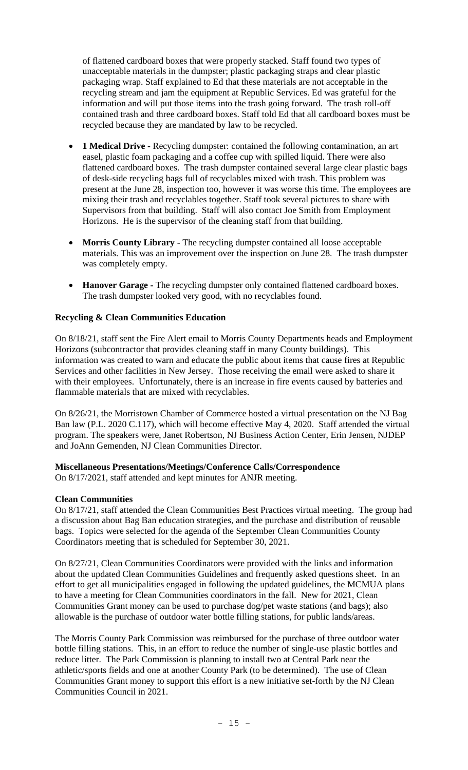of flattened cardboard boxes that were properly stacked. Staff found two types of unacceptable materials in the dumpster; plastic packaging straps and clear plastic packaging wrap. Staff explained to Ed that these materials are not acceptable in the recycling stream and jam the equipment at Republic Services. Ed was grateful for the information and will put those items into the trash going forward. The trash roll-off contained trash and three cardboard boxes. Staff told Ed that all cardboard boxes must be recycled because they are mandated by law to be recycled.

- **1 Medical Drive -** Recycling dumpster: contained the following contamination, an art easel, plastic foam packaging and a coffee cup with spilled liquid. There were also flattened cardboard boxes. The trash dumpster contained several large clear plastic bags of desk-side recycling bags full of recyclables mixed with trash. This problem was present at the June 28, inspection too, however it was worse this time. The employees are mixing their trash and recyclables together. Staff took several pictures to share with Supervisors from that building. Staff will also contact Joe Smith from Employment Horizons. He is the supervisor of the cleaning staff from that building.
- **Morris County Library -** The recycling dumpster contained all loose acceptable materials. This was an improvement over the inspection on June 28. The trash dumpster was completely empty.
- **Hanover Garage -** The recycling dumpster only contained flattened cardboard boxes. The trash dumpster looked very good, with no recyclables found.

**Recycling & Clean Communities Education**

On 8/18/21, staff sent the Fire Alert email to Morris County Departments heads and Employment Horizons (subcontractor that provides cleaning staff in many County buildings). This information was created to warn and educate the public about items that cause fires at Republic Services and other facilities in New Jersey. Those receiving the email were asked to share it with their employees. Unfortunately, there is an increase in fire events caused by batteries and flammable materials that are mixed with recyclables.

On 8/26/21, the Morristown Chamber of Commerce hosted a virtual presentation on the NJ Bag Ban law (P.L. 2020 C.117), which will become effective May 4, 2020. Staff attended the virtual program. The speakers were, Janet Robertson, NJ Business Action Center, Erin Jensen, NJDEP and JoAnn Gemenden, NJ Clean Communities Director.

**Miscellaneous Presentations/Meetings/Conference Calls/Correspondence**
On 8/17/2021, staff attended and kept minutes for ANJR meeting.

**Clean Communities**
On 8/17/21, staff attended the Clean Communities Best Practices virtual meeting. The group had a discussion about Bag Ban education strategies, and the purchase and distribution of reusable bags. Topics were selected for the agenda of the September Clean Communities County Coordinators meeting that is scheduled for September 30, 2021.

On 8/27/21, Clean Communities Coordinators were provided with the links and information about the updated Clean Communities Guidelines and frequently asked questions sheet. In an effort to get all municipalities engaged in following the updated guidelines, the MCMUA plans to have a meeting for Clean Communities coordinators in the fall. New for 2021, Clean Communities Grant money can be used to purchase dog/pet waste stations (and bags); also allowable is the purchase of outdoor water bottle filling stations, for public lands/areas.

The Morris County Park Commission was reimbursed for the purchase of three outdoor water bottle filling stations. This, in an effort to reduce the number of single-use plastic bottles and reduce litter. The Park Commission is planning to install two at Central Park near the athletic/sports fields and one at another County Park (to be determined). The use of Clean Communities Grant money to support this effort is a new initiative set-forth by the NJ Clean Communities Council in 2021.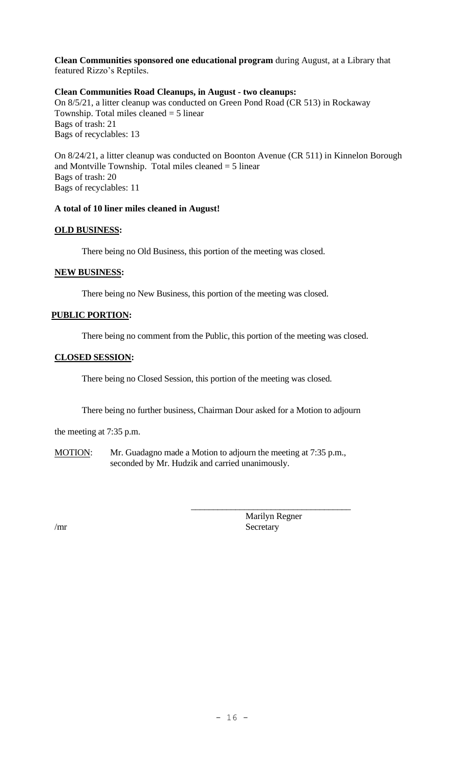**Clean Communities sponsored one educational program** during August, at a Library that featured Rizzo's Reptiles.

**Clean Communities Road Cleanups, in August - two cleanups:**
On 8/5/21, a litter cleanup was conducted on Green Pond Road (CR 513) in Rockaway Township. Total miles cleaned = 5 linear
Bags of trash: 21
Bags of recyclables: 13

On 8/24/21, a litter cleanup was conducted on Boonton Avenue (CR 511) in Kinnelon Borough and Montville Township. Total miles cleaned = 5 linear
Bags of trash: 20
Bags of recyclables: 11

**A total of 10 liner miles cleaned in August!**

**OLD BUSINESS:**

There being no Old Business, this portion of the meeting was closed.

**NEW BUSINESS:**

There being no New Business, this portion of the meeting was closed.

**PUBLIC PORTION:**

There being no comment from the Public, this portion of the meeting was closed.

**CLOSED SESSION:**

There being no Closed Session, this portion of the meeting was closed.

There being no further business, Chairman Dour asked for a Motion to adjourn the meeting at 7:35 p.m.

MOTION: Mr. Guadagno made a Motion to adjourn the meeting at 7:35 p.m., seconded by Mr. Hudzik and carried unanimously.

\_\_\_\_\_\_\_\_\_\_\_\_\_\_\_\_\_\_\_\_\_\_\_\_\_\_\_\_\_\_\_\_\_\_\_\_

Marilyn Regner
Secretary

/mr